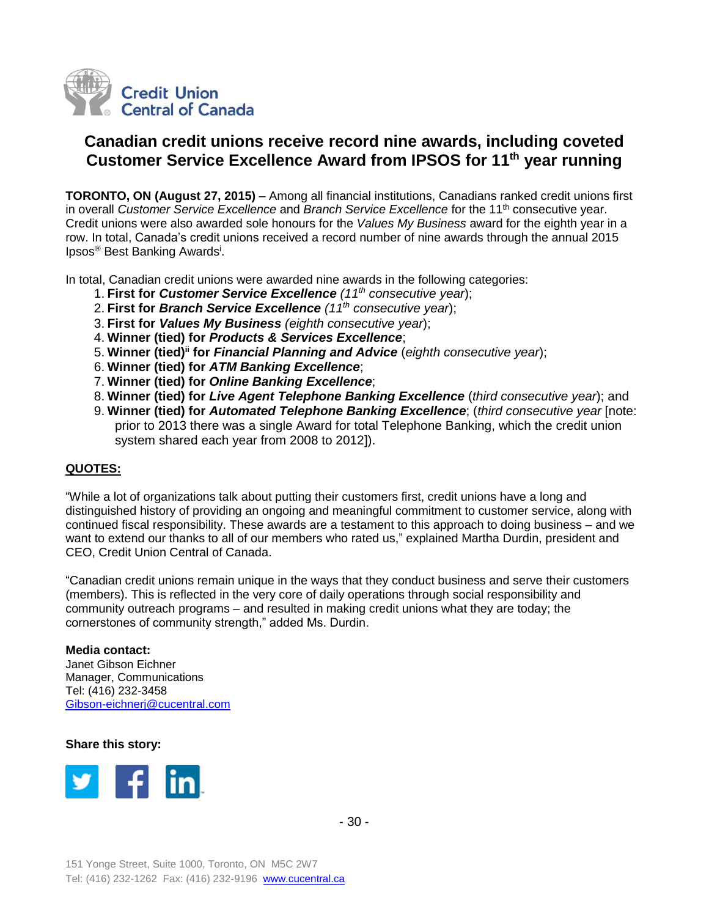Credit Union Central of Canada

# Canadian credit unions receive record nine awards, including coveted Customer Service Excellence Award from IPSOS for 11th year running

**TORONTO, ON (August 27, 2015)** – Among all financial institutions, Canadians ranked credit unions first in overall *Customer Service Excellence* and *Branch Service Excellence* for the 11th consecutive year. Credit unions were also awarded sole honours for the *Values My Business* award for the eighth year in a row. In total, Canada's credit unions received a record number of nine awards through the annual 2015 Ipsos® Best Banking Awards[i].

In total, Canadian credit unions were awarded nine awards in the following categories:

1. **First for *Customer Service Excellence*** *(11th consecutive year*);
2. **First for *Branch Service Excellence*** *(11th consecutive year*);
3. **First for *Values My Business*** *(eighth consecutive year*);
4. **Winner (tied) for *Products & Services Excellence***;
5. **Winner (tied)[ii] for *Financial Planning and Advice*** (*eighth consecutive year*);
6. **Winner (tied) for *ATM Banking Excellence***;
7. **Winner (tied) for *Online Banking Excellence***;
8. **Winner (tied) for *Live Agent Telephone Banking Excellence*** (*third consecutive year*); and
9. **Winner (tied) for *Automated Telephone Banking Excellence***; (*third consecutive year* [note: prior to 2013 there was a single Award for total Telephone Banking, which the credit union system shared each year from 2008 to 2012]).

## QUOTES:

"While a lot of organizations talk about putting their customers first, credit unions have a long and distinguished history of providing an ongoing and meaningful commitment to customer service, along with continued fiscal responsibility. These awards are a testament to this approach to doing business – and we want to extend our thanks to all of our members who rated us," explained Martha Durdin, president and CEO, Credit Union Central of Canada.

"Canadian credit unions remain unique in the ways that they conduct business and serve their customers (members). This is reflected in the very core of daily operations through social responsibility and community outreach programs – and resulted in making credit unions what they are today; the cornerstones of community strength," added Ms. Durdin.

**Media contact:**
Janet Gibson Eichner
Manager, Communications
Tel: (416) 232-3458
Gibson-eichnerj@cucentral.com

**Share this story:**

151 Yonge Street, Suite 1000, Toronto, ON M5C 2W7
Tel: (416) 232-1262 Fax: (416) 232-9196 www.cucentral.ca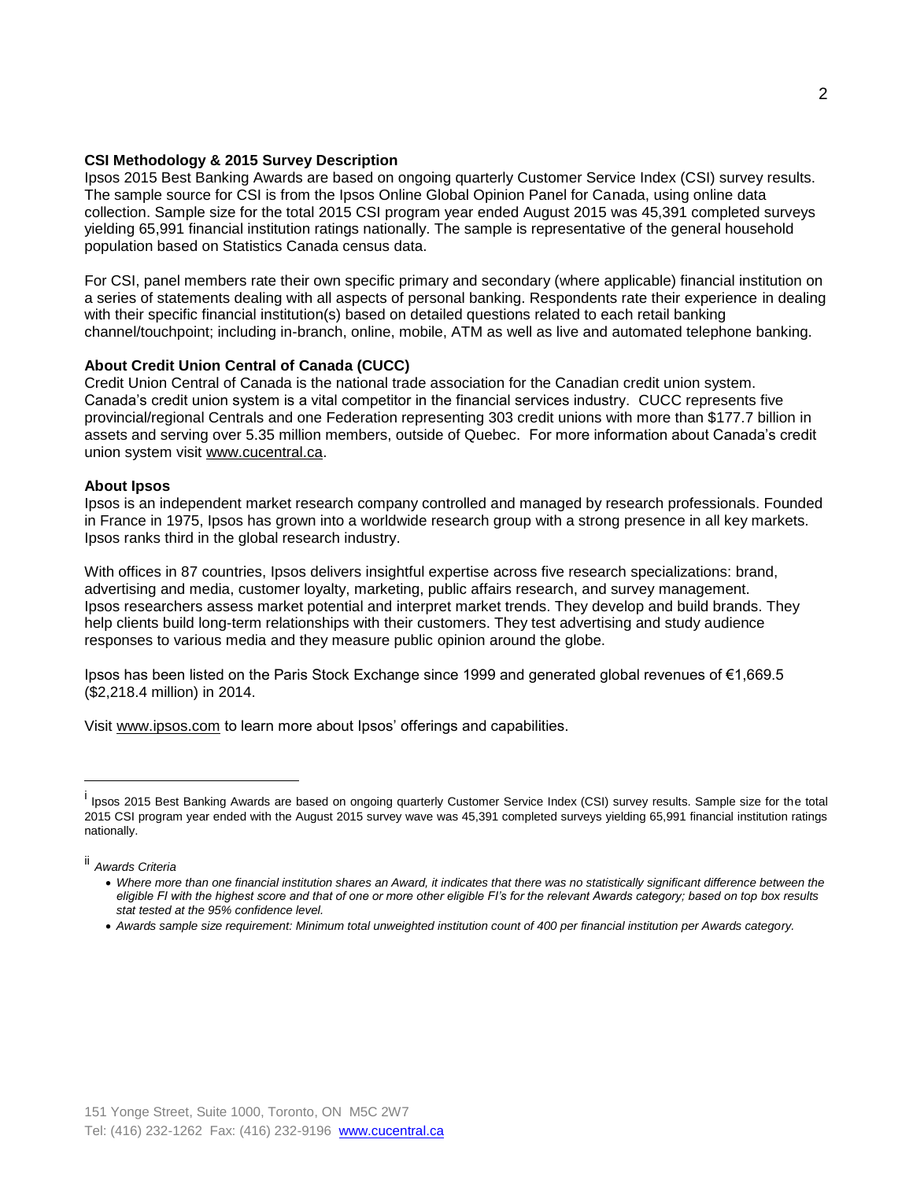**CSI Methodology & 2015 Survey Description**

Ipsos 2015 Best Banking Awards are based on ongoing quarterly Customer Service Index (CSI) survey results. The sample source for CSI is from the Ipsos Online Global Opinion Panel for Canada, using online data collection. Sample size for the total 2015 CSI program year ended August 2015 was 45,391 completed surveys yielding 65,991 financial institution ratings nationally. The sample is representative of the general household population based on Statistics Canada census data.

For CSI, panel members rate their own specific primary and secondary (where applicable) financial institution on a series of statements dealing with all aspects of personal banking. Respondents rate their experience in dealing with their specific financial institution(s) based on detailed questions related to each retail banking channel/touchpoint; including in-branch, online, mobile, ATM as well as live and automated telephone banking.

**About Credit Union Central of Canada (CUCC)**

Credit Union Central of Canada is the national trade association for the Canadian credit union system. Canada's credit union system is a vital competitor in the financial services industry. CUCC represents five provincial/regional Centrals and one Federation representing 303 credit unions with more than $177.7 billion in assets and serving over 5.35 million members, outside of Quebec. For more information about Canada's credit union system visit www.cucentral.ca.

**About Ipsos**

Ipsos is an independent market research company controlled and managed by research professionals. Founded in France in 1975, Ipsos has grown into a worldwide research group with a strong presence in all key markets. Ipsos ranks third in the global research industry.

With offices in 87 countries, Ipsos delivers insightful expertise across five research specializations: brand, advertising and media, customer loyalty, marketing, public affairs research, and survey management. Ipsos researchers assess market potential and interpret market trends. They develop and build brands. They help clients build long-term relationships with their customers. They test advertising and study audience responses to various media and they measure public opinion around the globe.

Ipsos has been listed on the Paris Stock Exchange since 1999 and generated global revenues of €1,669.5 ($2,218.4 million) in 2014.

Visit www.ipsos.com to learn more about Ipsos' offerings and capabilities.

---

[i] Ipsos 2015 Best Banking Awards are based on ongoing quarterly Customer Service Index (CSI) survey results. Sample size for the total 2015 CSI program year ended with the August 2015 survey wave was 45,391 completed surveys yielding 65,991 financial institution ratings nationally.

[ii] *Awards Criteria*

- *Where more than one financial institution shares an Award, it indicates that there was no statistically significant difference between the eligible FI with the highest score and that of one or more other eligible FI's for the relevant Awards category; based on top box results stat tested at the 95% confidence level.*
- *Awards sample size requirement: Minimum total unweighted institution count of 400 per financial institution per Awards category.*